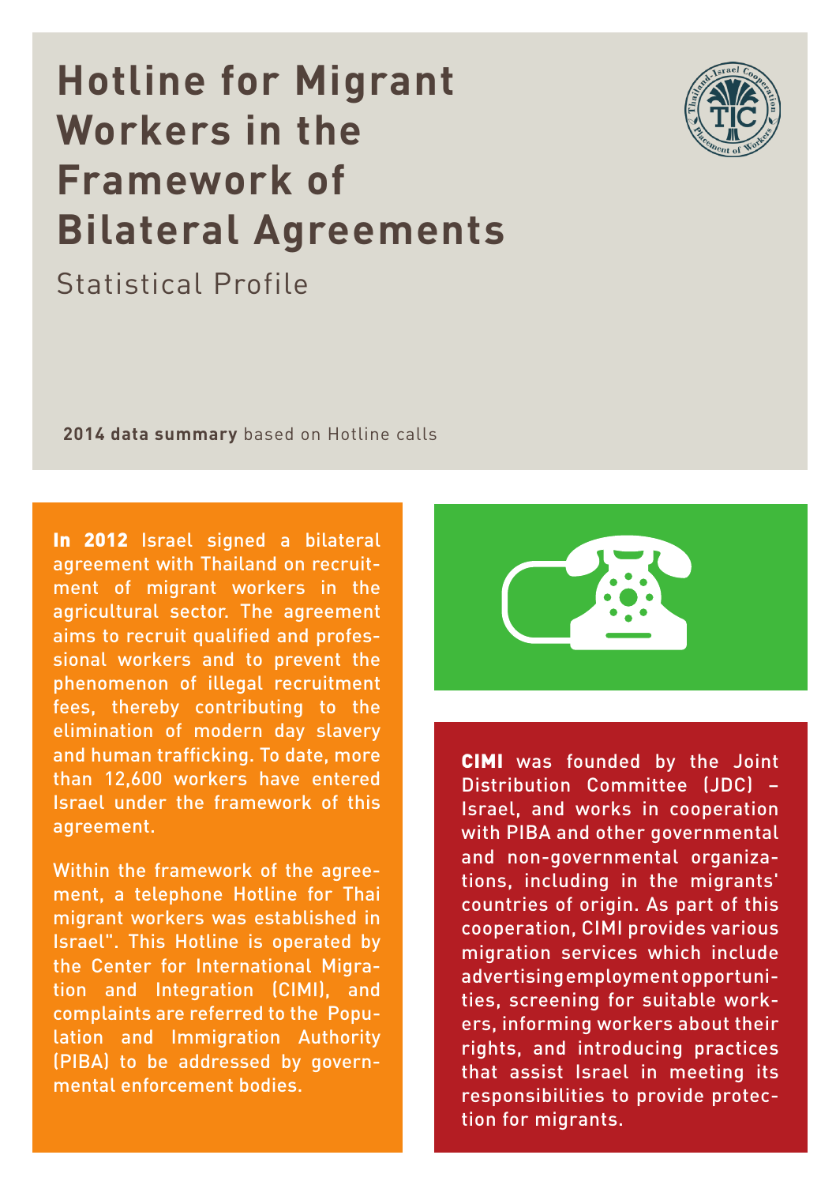# Hotline for Migrant Workers in the Framework of Bilateral Agreements

## Statistical Profile

**2014 data summary** based on Hotline calls

**In 2012** Israel signed a bilateral agreement with Thailand on recruitment of migrant workers in the agricultural sector. The agreement aims to recruit qualified and professional workers and to prevent the phenomenon of illegal recruitment fees, thereby contributing to the elimination of modern day slavery and human trafficking. To date, more than 12,600 workers have entered Israel under the framework of this agreement.

Within the framework of the agreement, a telephone Hotline for Thai migrant workers was established in Israel". This Hotline is operated by the Center for International Migration and Integration (CIMI), and complaints are referred to the Population and Immigration Authority (PIBA) to be addressed by governmental enforcement bodies.

**CIMI** was founded by the Joint Distribution Committee (JDC) – Israel, and works in cooperation with PIBA and other governmental and non-governmental organizations, including in the migrants' countries of origin. As part of this cooperation, CIMI provides various migration services which include advertising employment opportunities, screening for suitable workers, informing workers about their rights, and introducing practices that assist Israel in meeting its responsibilities to provide protection for migrants.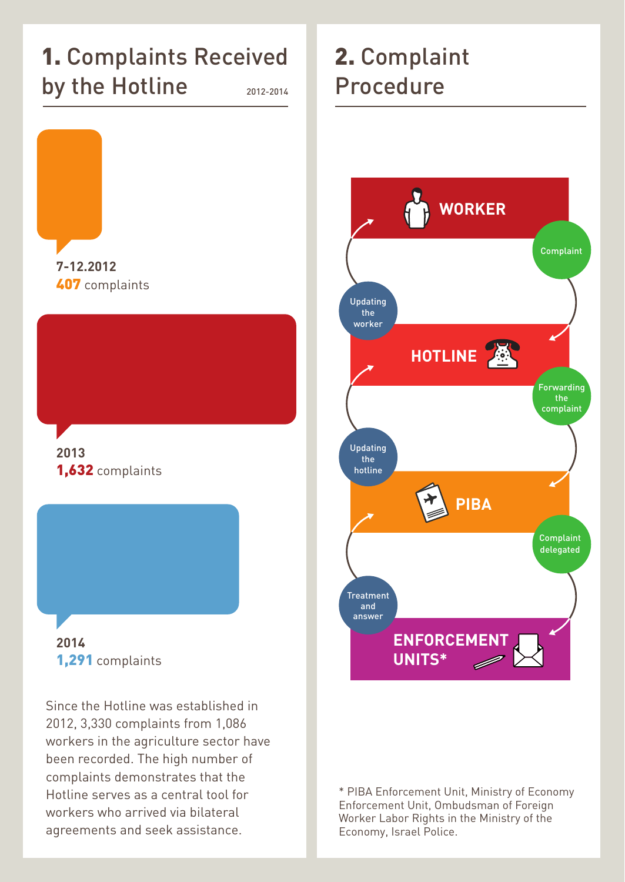## 1. Complaints Received by the Hotline

2012-2014

7-12.2012
**407** complaints

2013
**1,632** complaints

2014
**1,291** complaints

Since the Hotline was established in 2012, 3,330 complaints from 1,086 workers in the agriculture sector have been recorded. The high number of complaints demonstrates that the Hotline serves as a central tool for workers who arrived via bilateral agreements and seek assistance.

## 2. Complaint Procedure

**WORKER**

Complaint

**HOTLINE**

Updating the worker

Forwarding the complaint

**PIBA**

Updating the hotline

Complaint delegated

**ENFORCEMENT UNITS***

Treatment and answer

* PIBA Enforcement Unit, Ministry of Economy Enforcement Unit, Ombudsman of Foreign Worker Labor Rights in the Ministry of the Economy, Israel Police.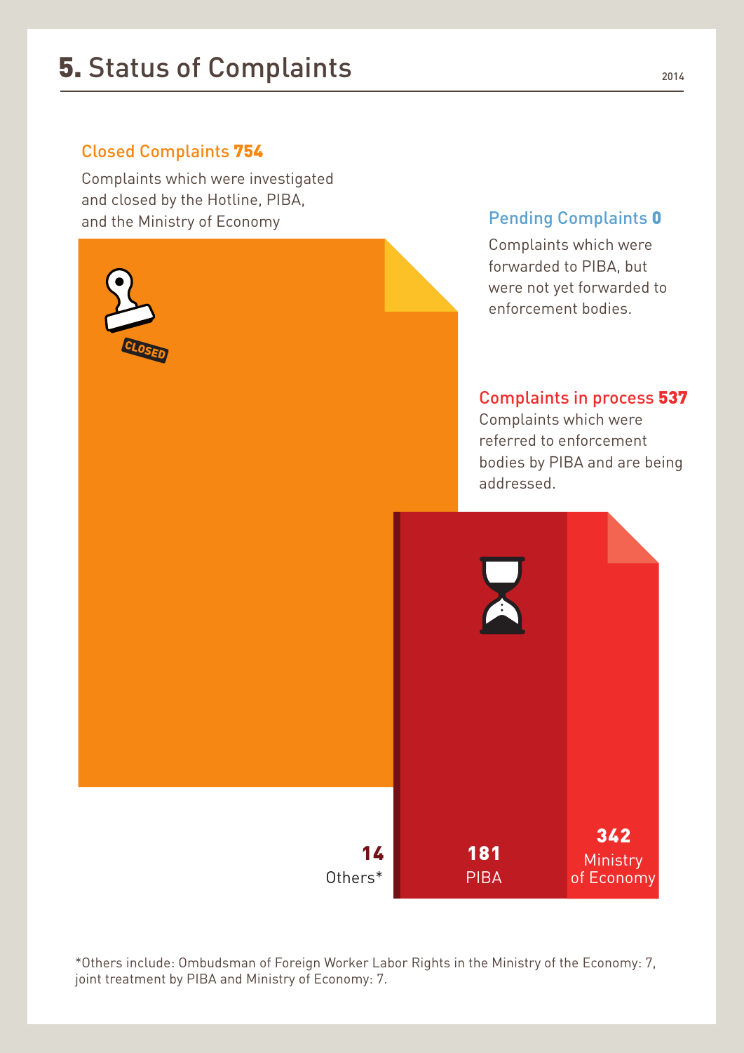## 5. Status of Complaints

2014

**Closed Complaints 754**

Complaints which were investigated and closed by the Hotline, PIBA, and the Ministry of Economy

**Pending Complaints 0**

Complaints which were forwarded to PIBA, but were not yet forwarded to enforcement bodies.

**Complaints in process 537**

Complaints which were referred to enforcement bodies by PIBA and are being addressed.

**14** Others*

**181** PIBA

**342** Ministry of Economy

*Others include: Ombudsman of Foreign Worker Labor Rights in the Ministry of the Economy: 7, joint treatment by PIBA and Ministry of Economy: 7.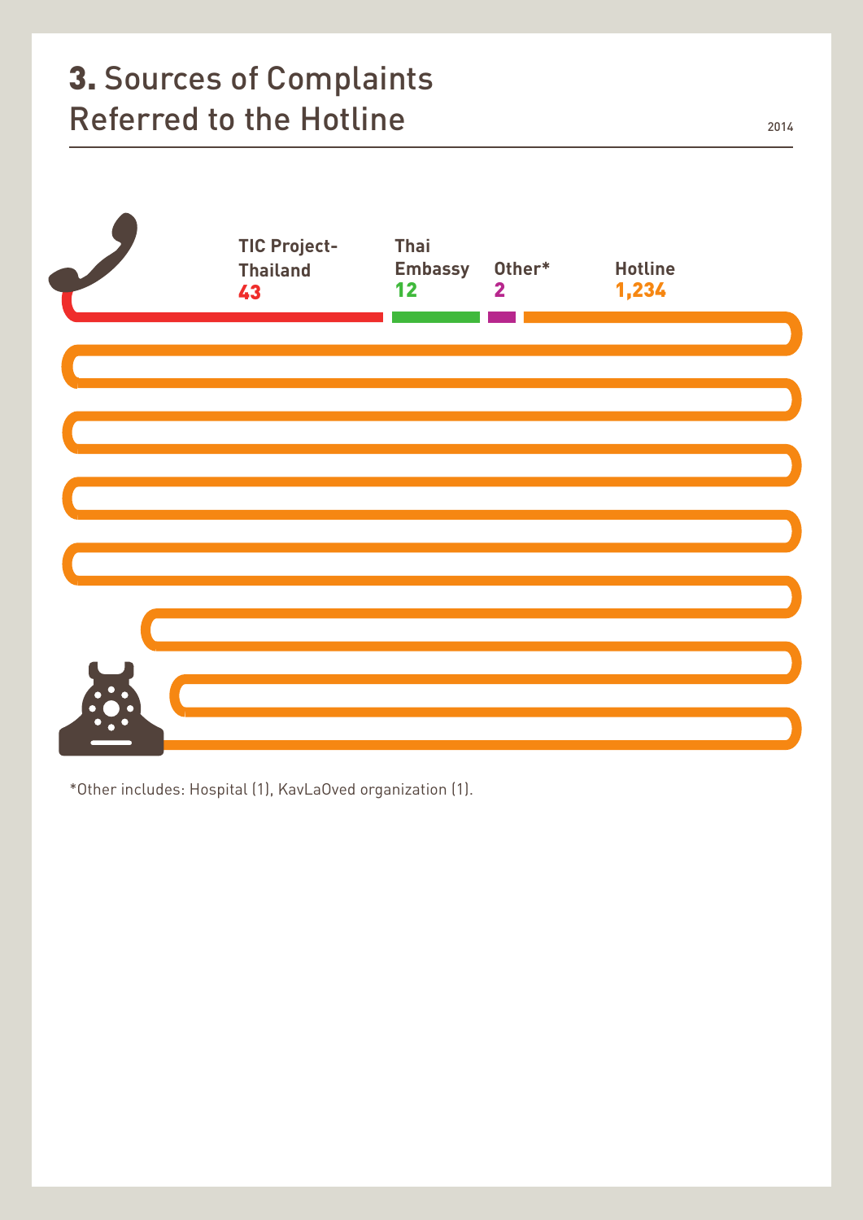# 3. Sources of Complaints Referred to the Hotline

2014

| Source | Number |
|---|---|
| TIC Project-Thailand | 43 |
| Thai Embassy | 12 |
| Other* | 2 |
| Hotline | 1,234 |

*Other includes: Hospital (1), KavLaOved organization (1).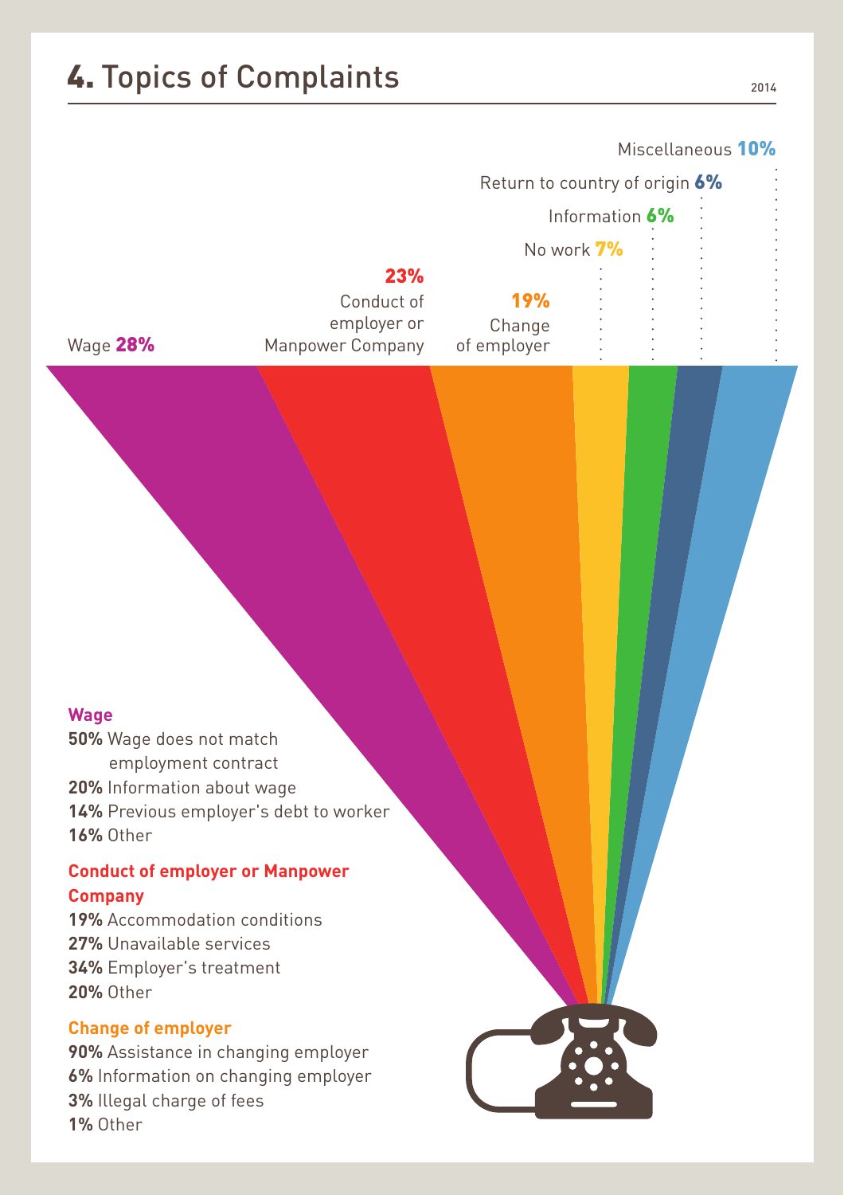## **4.** Topics of Complaints

2014

Wage **28%**

**23%** Conduct of employer or Manpower Company

**19%** Change of employer

No work **7%**

Information **6%**

Return to country of origin **6%**

Miscellaneous **10%**

**Wage**

**50%** Wage does not match employment contract
**20%** Information about wage
**14%** Previous employer's debt to worker
**16%** Other

**Conduct of employer or Manpower Company**

**19%** Accommodation conditions
**27%** Unavailable services
**34%** Employer's treatment
**20%** Other

**Change of employer**

**90%** Assistance in changing employer
**6%** Information on changing employer
**3%** Illegal charge of fees
**1%** Other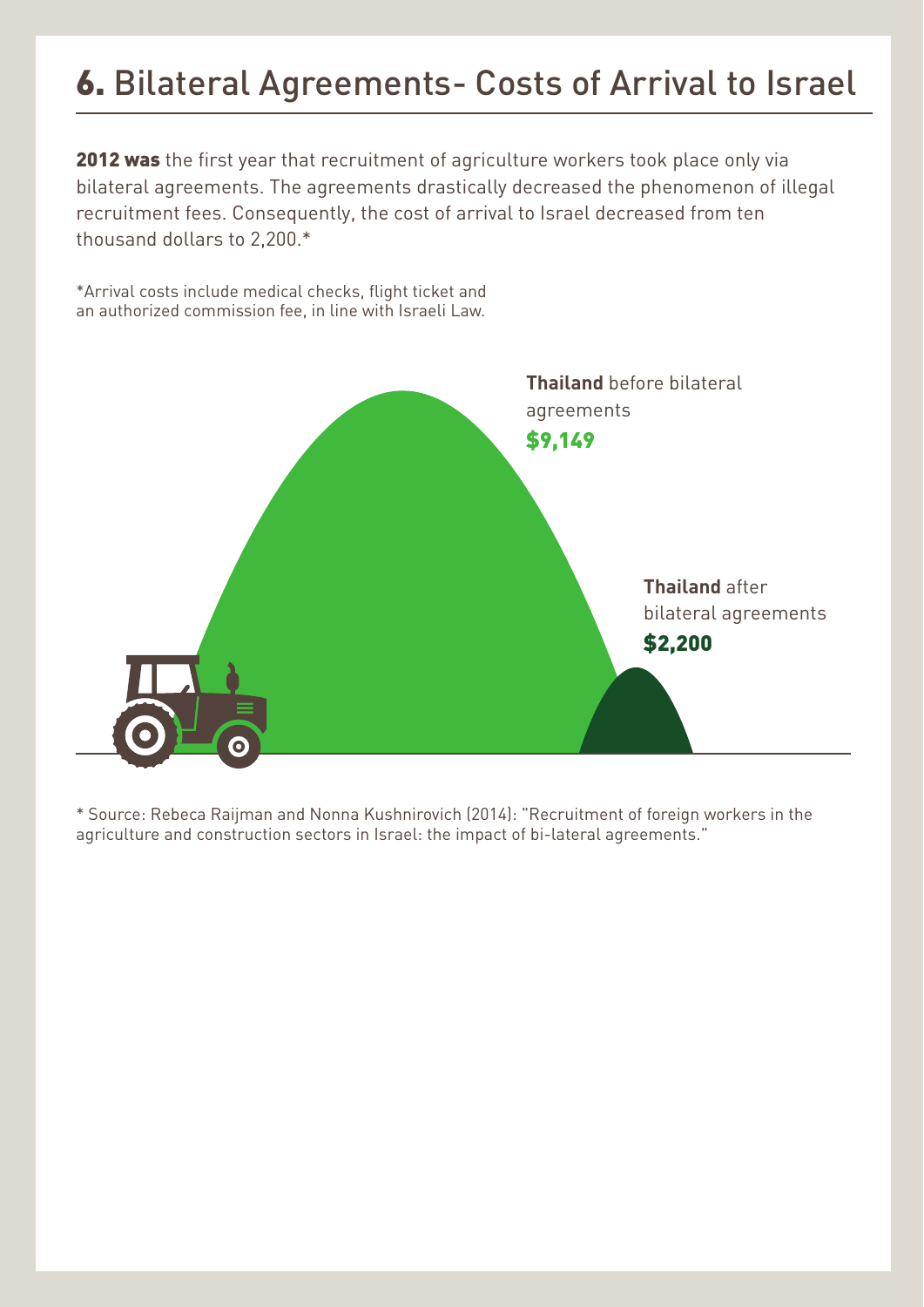# **6.** Bilateral Agreements- Costs of Arrival to Israel

**2012 was** the first year that recruitment of agriculture workers took place only via bilateral agreements. The agreements drastically decreased the phenomenon of illegal recruitment fees. Consequently, the cost of arrival to Israel decreased from ten thousand dollars to 2,200.*

*Arrival costs include medical checks, flight ticket and an authorized commission fee, in line with Israeli Law.

**Thailand** before bilateral agreements

**$9,149**

**Thailand** after bilateral agreements

**$2,200**

* Source: Rebeca Raijman and Nonna Kushnirovich (2014): "Recruitment of foreign workers in the agriculture and construction sectors in Israel: the impact of bi-lateral agreements."